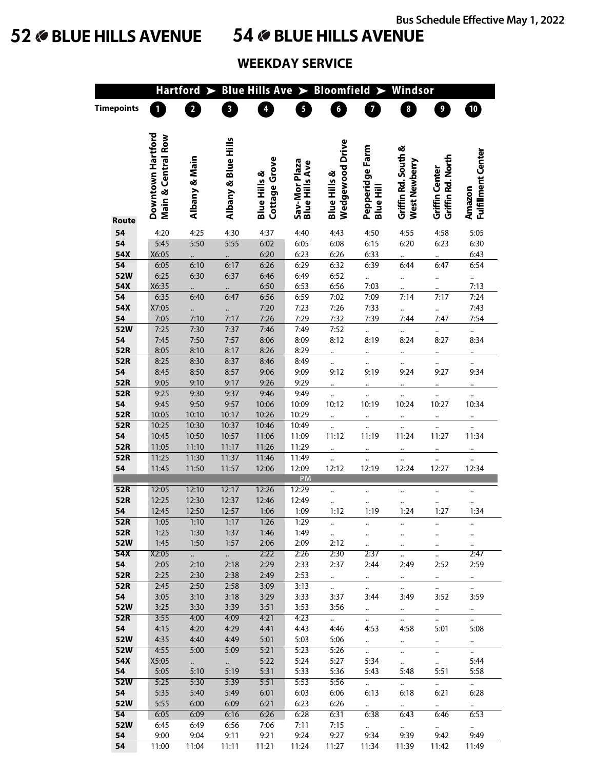Bus Schedule Effective May 1, 2022

# 52 BLUE HILLS AVENUE 54 BLUE HILLS AVENUE

## WEEKDAY SERVICE

**Hartford ➤ Blue Hills Ave ➤ Bloomfield ➤ Windsor**

| Route | 1 Downtown Hartford Main & Central Row | 2 Albany & Main | 3 Albany & Blue Hills | 4 Blue Hills & Cottage Grove | 5 Sav-Mor Plaza Blue Hills Ave | 6 Blue Hills & Wedgewood Drive | 7 Pepperidge Farm Blue Hill | 8 Griffin Rd. South & West Newberry | 9 Griffin Center Griffin Rd. North | 10 Amazon Fulfillment Center |
|---|---|---|---|---|---|---|---|---|---|---|
| 54 | 4:20 | 4:25 | 4:30 | 4:37 | 4:40 | 4:43 | 4:50 | 4:55 | 4:58 | 5:05 |
| 54 | 5:45 | 5:50 | 5:55 | 6:02 | 6:05 | 6:08 | 6:15 | 6:20 | 6:23 | 6:30 |
| 54X | X6:05 | .. | .. | 6:20 | 6:23 | 6:26 | 6:33 | .. | .. | 6:43 |
| 54 | 6:05 | 6:10 | 6:17 | 6:26 | 6:29 | 6:32 | 6:39 | 6:44 | 6:47 | 6:54 |
| 52W | 6:25 | 6:30 | 6:37 | 6:46 | 6:49 | 6:52 | .. | .. | .. | .. |
| 54X | X6:35 | .. | .. | 6:50 | 6:53 | 6:56 | 7:03 | .. | .. | 7:13 |
| 54 | 6:35 | 6:40 | 6:47 | 6:56 | 6:59 | 7:02 | 7:09 | 7:14 | 7:17 | 7:24 |
| 54X | X7:05 | .. | .. | 7:20 | 7:23 | 7:26 | 7:33 | .. | .. | 7:43 |
| 54 | 7:05 | 7:10 | 7:17 | 7:26 | 7:29 | 7:32 | 7:39 | 7:44 | 7:47 | 7:54 |
| 52W | 7:25 | 7:30 | 7:37 | 7:46 | 7:49 | 7:52 | .. | .. | .. | .. |
| 54 | 7:45 | 7:50 | 7:57 | 8:06 | 8:09 | 8:12 | 8:19 | 8:24 | 8:27 | 8:34 |
| 52R | 8:05 | 8:10 | 8:17 | 8:26 | 8:29 | .. | .. | .. | .. | .. |
| 52R | 8:25 | 8:30 | 8:37 | 8:46 | 8:49 | .. | .. | .. | .. | .. |
| 54 | 8:45 | 8:50 | 8:57 | 9:06 | 9:09 | 9:12 | 9:19 | 9:24 | 9:27 | 9:34 |
| 52R | 9:05 | 9:10 | 9:17 | 9:26 | 9:29 | .. | .. | .. | .. | .. |
| 52R | 9:25 | 9:30 | 9:37 | 9:46 | 9:49 | .. | .. | .. | .. | .. |
| 54 | 9:45 | 9:50 | 9:57 | 10:06 | 10:09 | 10:12 | 10:19 | 10:24 | 10:27 | 10:34 |
| 52R | 10:05 | 10:10 | 10:17 | 10:26 | 10:29 | .. | .. | .. | .. | .. |
| 52R | 10:25 | 10:30 | 10:37 | 10:46 | 10:49 | .. | .. | .. | .. | .. |
| 54 | 10:45 | 10:50 | 10:57 | 11:06 | 11:09 | 11:12 | 11:19 | 11:24 | 11:27 | 11:34 |
| 52R | 11:05 | 11:10 | 11:17 | 11:26 | 11:29 | .. | .. | .. | .. | .. |
| 52R | 11:25 | 11:30 | 11:37 | 11:46 | 11:49 | .. | .. | .. | .. | .. |
| 54 | 11:45 | 11:50 | 11:57 | 12:06 | 12:09 | 12:12 | 12:19 | 12:24 | 12:27 | 12:34 |
| | | | | | PM | | | | | |
| 52R | 12:05 | 12:10 | 12:17 | 12:26 | 12:29 | .. | .. | .. | .. | .. |
| 52R | 12:25 | 12:30 | 12:37 | 12:46 | 12:49 | .. | .. | .. | .. | .. |
| 54 | 12:45 | 12:50 | 12:57 | 1:06 | 1:09 | 1:12 | 1:19 | 1:24 | 1:27 | 1:34 |
| 52R | 1:05 | 1:10 | 1:17 | 1:26 | 1:29 | .. | .. | .. | .. | .. |
| 52R | 1:25 | 1:30 | 1:37 | 1:46 | 1:49 | .. | .. | .. | .. | .. |
| 52W | 1:45 | 1:50 | 1:57 | 2:06 | 2:09 | 2:12 | .. | .. | .. | .. |
| 54X | X2:05 | .. | .. | 2:22 | 2:26 | 2:30 | 2:37 | .. | .. | 2:47 |
| 54 | 2:05 | 2:10 | 2:18 | 2:29 | 2:33 | 2:37 | 2:44 | 2:49 | 2:52 | 2:59 |
| 52R | 2:25 | 2:30 | 2:38 | 2:49 | 2:53 | .. | .. | .. | .. | .. |
| 52R | 2:45 | 2:50 | 2:58 | 3:09 | 3:13 | .. | .. | .. | .. | .. |
| 54 | 3:05 | 3:10 | 3:18 | 3:29 | 3:33 | 3:37 | 3:44 | 3:49 | 3:52 | 3:59 |
| 52W | 3:25 | 3:30 | 3:39 | 3:51 | 3:53 | 3:56 | .. | .. | .. | .. |
| 52R | 3:55 | 4:00 | 4:09 | 4:21 | 4:23 | .. | .. | .. | .. | .. |
| 54 | 4:15 | 4:20 | 4:29 | 4:41 | 4:43 | 4:46 | 4:53 | 4:58 | 5:01 | 5:08 |
| 52W | 4:35 | 4:40 | 4:49 | 5:01 | 5:03 | 5:06 | .. | .. | .. | .. |
| 52W | 4:55 | 5:00 | 5:09 | 5:21 | 5:23 | 5:26 | .. | .. | .. | .. |
| 54X | X5:05 | .. | .. | 5:22 | 5:24 | 5:27 | 5:34 | .. | .. | 5:44 |
| 54 | 5:05 | 5:10 | 5:19 | 5:31 | 5:33 | 5:36 | 5:43 | 5:48 | 5:51 | 5:58 |
| 52W | 5:25 | 5:30 | 5:39 | 5:51 | 5:53 | 5:56 | .. | .. | .. | .. |
| 54 | 5:35 | 5:40 | 5:49 | 6:01 | 6:03 | 6:06 | 6:13 | 6:18 | 6:21 | 6:28 |
| 52W | 5:55 | 6:00 | 6:09 | 6:21 | 6:23 | 6:26 | .. | .. | .. | .. |
| 54 | 6:05 | 6:09 | 6:16 | 6:26 | 6:28 | 6:31 | 6:38 | 6:43 | 6:46 | 6:53 |
| 52W | 6:45 | 6:49 | 6:56 | 7:06 | 7:11 | 7:15 | .. | .. | .. | .. |
| 54 | 9:00 | 9:04 | 9:11 | 9:21 | 9:24 | 9:27 | 9:34 | 9:39 | 9:42 | 9:49 |
| 54 | 11:00 | 11:04 | 11:11 | 11:21 | 11:24 | 11:27 | 11:34 | 11:39 | 11:42 | 11:49 |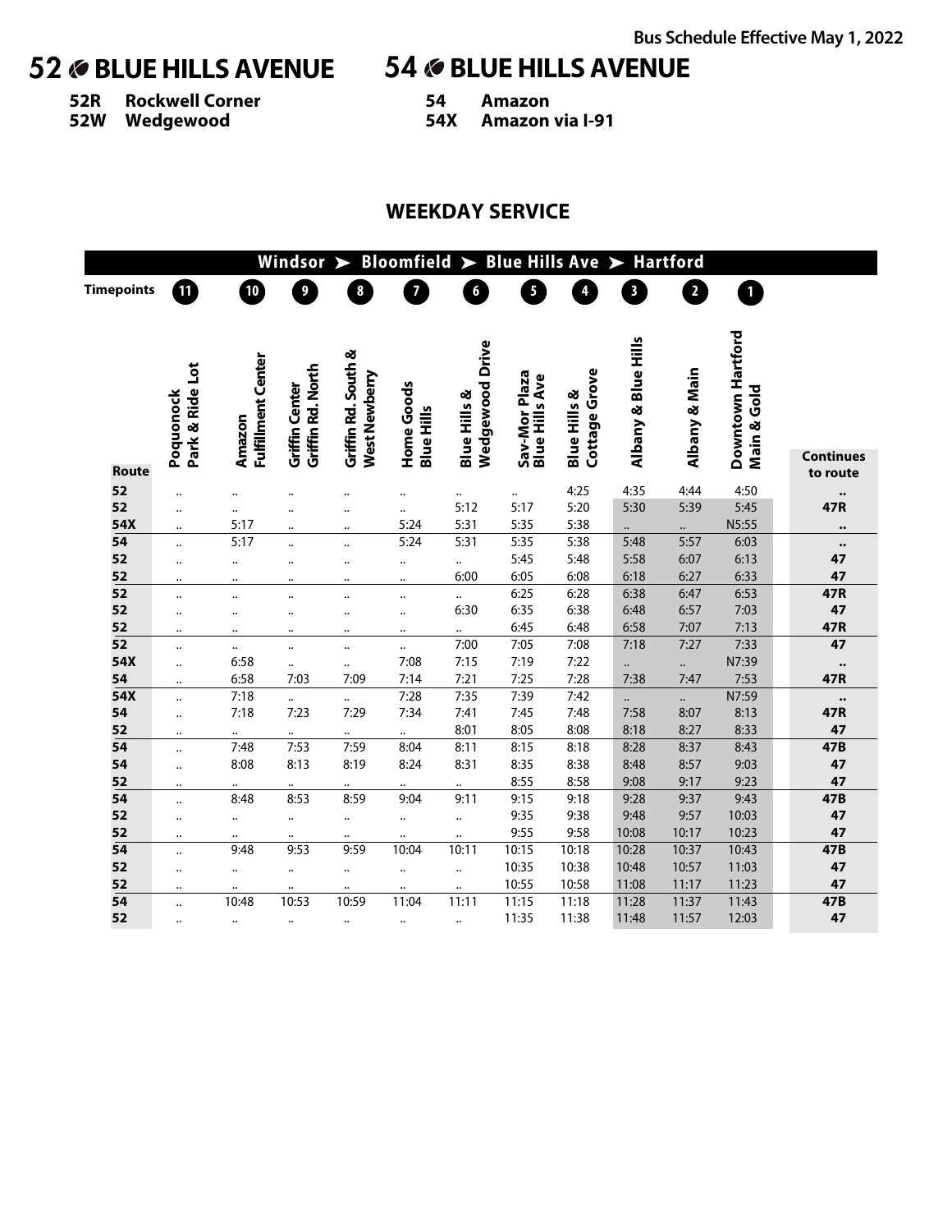Bus Schedule Effective May 1, 2022

# 52 BLUE HILLS AVENUE

**52R** Rockwell Corner
**52W** Wedgewood

# 54 BLUE HILLS AVENUE

**54** Amazon
**54X** Amazon via I-91

## WEEKDAY SERVICE

**Windsor ➤ Bloomfield ➤ Blue Hills Ave ➤ Hartford**

| Route | 11 Poquonock Park & Ride Lot | 10 Amazon Fulfillment Center | 9 Griffin Center Griffin Rd. North | 8 Griffin Rd. South & West Newberry | 7 Home Goods Blue Hills | 6 Blue Hills & Wedgewood Drive | 5 Sav-Mor Plaza Blue Hills Ave | 4 Blue Hills & Cottage Grove | 3 Albany & Blue Hills | 2 Albany & Main | 1 Downtown Hartford Main & Gold | Continues to route |
|---|---|---|---|---|---|---|---|---|---|---|---|---|
| 52 | .. | .. | .. | .. | .. | .. | .. | 4:25 | 4:35 | 4:44 | 4:50 | .. |
| 52 | .. | .. | .. | .. | .. | 5:12 | 5:17 | 5:20 | 5:30 | 5:39 | 5:45 | 47R |
| 54X | .. | 5:17 | .. | .. | 5:24 | 5:31 | 5:35 | 5:38 | .. | .. | N5:55 | .. |
| 54 | .. | 5:17 | .. | .. | 5:24 | 5:31 | 5:35 | 5:38 | 5:48 | 5:57 | 6:03 | .. |
| 52 | .. | .. | .. | .. | .. | .. | 5:45 | 5:48 | 5:58 | 6:07 | 6:13 | 47 |
| 52 | .. | .. | .. | .. | .. | 6:00 | 6:05 | 6:08 | 6:18 | 6:27 | 6:33 | 47 |
| 52 | .. | .. | .. | .. | .. | .. | 6:25 | 6:28 | 6:38 | 6:47 | 6:53 | 47R |
| 52 | .. | .. | .. | .. | .. | 6:30 | 6:35 | 6:38 | 6:48 | 6:57 | 7:03 | 47 |
| 52 | .. | .. | .. | .. | .. | .. | 6:45 | 6:48 | 6:58 | 7:07 | 7:13 | 47R |
| 52 | .. | .. | .. | .. | .. | 7:00 | 7:05 | 7:08 | 7:18 | 7:27 | 7:33 | 47 |
| 54X | .. | 6:58 | .. | .. | 7:08 | 7:15 | 7:19 | 7:22 | .. | .. | N7:39 | .. |
| 54 | .. | 6:58 | 7:03 | 7:09 | 7:14 | 7:21 | 7:25 | 7:28 | 7:38 | 7:47 | 7:53 | 47R |
| 54X | .. | 7:18 | .. | .. | 7:28 | 7:35 | 7:39 | 7:42 | .. | .. | N7:59 | .. |
| 54 | .. | 7:18 | 7:23 | 7:29 | 7:34 | 7:41 | 7:45 | 7:48 | 7:58 | 8:07 | 8:13 | 47R |
| 52 | .. | .. | .. | .. | .. | 8:01 | 8:05 | 8:08 | 8:18 | 8:27 | 8:33 | 47 |
| 54 | .. | 7:48 | 7:53 | 7:59 | 8:04 | 8:11 | 8:15 | 8:18 | 8:28 | 8:37 | 8:43 | 47B |
| 54 | .. | 8:08 | 8:13 | 8:19 | 8:24 | 8:31 | 8:35 | 8:38 | 8:48 | 8:57 | 9:03 | 47 |
| 52 | .. | .. | .. | .. | .. | .. | 8:55 | 8:58 | 9:08 | 9:17 | 9:23 | 47 |
| 54 | .. | 8:48 | 8:53 | 8:59 | 9:04 | 9:11 | 9:15 | 9:18 | 9:28 | 9:37 | 9:43 | 47B |
| 52 | .. | .. | .. | .. | .. | .. | 9:35 | 9:38 | 9:48 | 9:57 | 10:03 | 47 |
| 52 | .. | .. | .. | .. | .. | .. | 9:55 | 9:58 | 10:08 | 10:17 | 10:23 | 47 |
| 54 | .. | 9:48 | 9:53 | 9:59 | 10:04 | 10:11 | 10:15 | 10:18 | 10:28 | 10:37 | 10:43 | 47B |
| 52 | .. | .. | .. | .. | .. | .. | 10:35 | 10:38 | 10:48 | 10:57 | 11:03 | 47 |
| 52 | .. | .. | .. | .. | .. | .. | 10:55 | 10:58 | 11:08 | 11:17 | 11:23 | 47 |
| 54 | .. | 10:48 | 10:53 | 10:59 | 11:04 | 11:11 | 11:15 | 11:18 | 11:28 | 11:37 | 11:43 | 47B |
| 52 | .. | .. | .. | .. | .. | .. | 11:35 | 11:38 | 11:48 | 11:57 | 12:03 | 47 |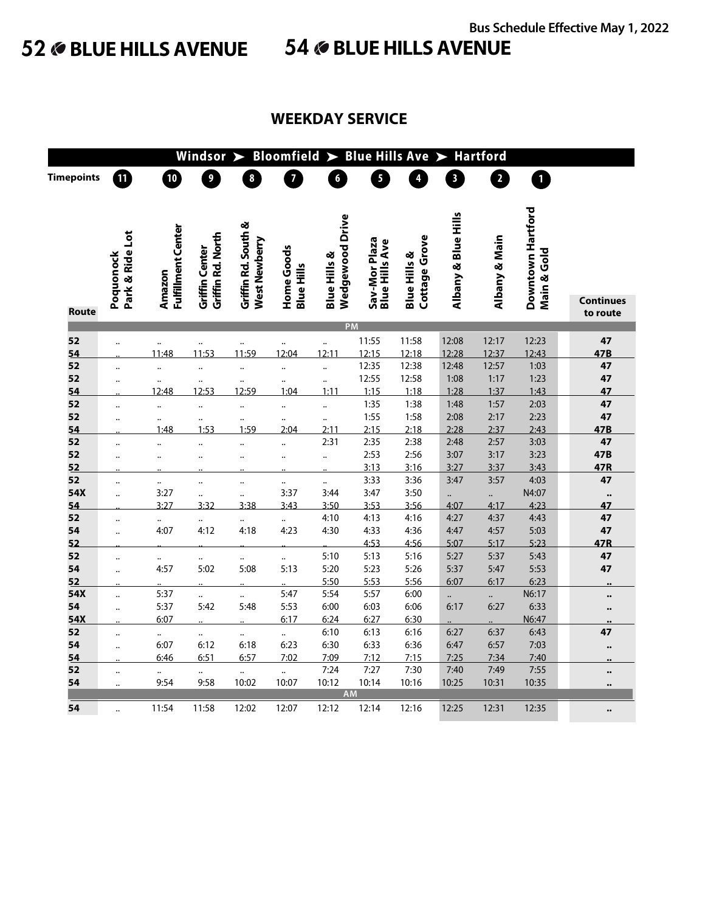Bus Schedule Effective May 1, 2022

# 52 BLUE HILLS AVENUE 54 BLUE HILLS AVENUE

## WEEKDAY SERVICE

Windsor ➤ Bloomfield ➤ Blue Hills Ave ➤ Hartford

| Route | 11 Poquonock Park & Ride Lot | 10 Amazon Fulfillment Center | 9 Griffin Center Griffin Rd. North | 8 Griffin Rd. South & West Newberry | 7 Home Goods Blue Hills | 6 Blue Hills & Wedgewood Drive | 5 Sav-Mor Plaza Blue Hills Ave | 4 Blue Hills & Cottage Grove | 3 Albany & Blue Hills | 2 Albany & Main | 1 Downtown Hartford Main & Gold | Continues to route |
|---|---|---|---|---|---|---|---|---|---|---|---|---|
| **PM** | | | | | | | | | | | | |
| 52 | .. | .. | .. | .. | .. | .. | 11:55 | 11:58 | 12:08 | 12:17 | 12:23 | 47 |
| 54 | .. | 11:48 | 11:53 | 11:59 | 12:04 | 12:11 | 12:15 | 12:18 | 12:28 | 12:37 | 12:43 | 47B |
| 52 | .. | .. | .. | .. | .. | .. | 12:35 | 12:38 | 12:48 | 12:57 | 1:03 | 47 |
| 52 | .. | .. | .. | .. | .. | .. | 12:55 | 12:58 | 1:08 | 1:17 | 1:23 | 47 |
| 54 | .. | 12:48 | 12:53 | 12:59 | 1:04 | 1:11 | 1:15 | 1:18 | 1:28 | 1:37 | 1:43 | 47 |
| 52 | .. | .. | .. | .. | .. | .. | 1:35 | 1:38 | 1:48 | 1:57 | 2:03 | 47 |
| 52 | .. | .. | .. | .. | .. | .. | 1:55 | 1:58 | 2:08 | 2:17 | 2:23 | 47 |
| 54 | .. | 1:48 | 1:53 | 1:59 | 2:04 | 2:11 | 2:15 | 2:18 | 2:28 | 2:37 | 2:43 | 47B |
| 52 | .. | .. | .. | .. | .. | 2:31 | 2:35 | 2:38 | 2:48 | 2:57 | 3:03 | 47 |
| 52 | .. | .. | .. | .. | .. | .. | 2:53 | 2:56 | 3:07 | 3:17 | 3:23 | 47B |
| 52 | .. | .. | .. | .. | .. | .. | 3:13 | 3:16 | 3:27 | 3:37 | 3:43 | 47R |
| 52 | .. | .. | .. | .. | .. | .. | 3:33 | 3:36 | 3:47 | 3:57 | 4:03 | 47 |
| 54X | .. | 3:27 | .. | .. | 3:37 | 3:44 | 3:47 | 3:50 | .. | .. | N4:07 | .. |
| 54 | .. | 3:27 | 3:32 | 3:38 | 3:43 | 3:50 | 3:53 | 3:56 | 4:07 | 4:17 | 4:23 | 47 |
| 52 | .. | .. | .. | .. | .. | 4:10 | 4:13 | 4:16 | 4:27 | 4:37 | 4:43 | 47 |
| 54 | .. | 4:07 | 4:12 | 4:18 | 4:23 | 4:30 | 4:33 | 4:36 | 4:47 | 4:57 | 5:03 | 47 |
| 52 | .. | .. | .. | .. | .. | .. | 4:53 | 4:56 | 5:07 | 5:17 | 5:23 | 47R |
| 52 | .. | .. | .. | .. | .. | 5:10 | 5:13 | 5:16 | 5:27 | 5:37 | 5:43 | 47 |
| 54 | .. | 4:57 | 5:02 | 5:08 | 5:13 | 5:20 | 5:23 | 5:26 | 5:37 | 5:47 | 5:53 | 47 |
| 52 | .. | .. | .. | .. | .. | 5:50 | 5:53 | 5:56 | 6:07 | 6:17 | 6:23 | .. |
| 54X | .. | 5:37 | .. | .. | 5:47 | 5:54 | 5:57 | 6:00 | .. | .. | N6:17 | .. |
| 54 | .. | 5:37 | 5:42 | 5:48 | 5:53 | 6:00 | 6:03 | 6:06 | 6:17 | 6:27 | 6:33 | .. |
| 54X | .. | 6:07 | .. | .. | 6:17 | 6:24 | 6:27 | 6:30 | .. | .. | N6:47 | .. |
| 52 | .. | .. | .. | .. | .. | 6:10 | 6:13 | 6:16 | 6:27 | 6:37 | 6:43 | 47 |
| 54 | .. | 6:07 | 6:12 | 6:18 | 6:23 | 6:30 | 6:33 | 6:36 | 6:47 | 6:57 | 7:03 | .. |
| 54 | .. | 6:46 | 6:51 | 6:57 | 7:02 | 7:09 | 7:12 | 7:15 | 7:25 | 7:34 | 7:40 | .. |
| 52 | .. | .. | .. | .. | .. | 7:24 | 7:27 | 7:30 | 7:40 | 7:49 | 7:55 | .. |
| 54 | .. | 9:54 | 9:58 | 10:02 | 10:07 | 10:12 | 10:14 | 10:16 | 10:25 | 10:31 | 10:35 | .. |
| **AM** | | | | | | | | | | | | |
| 54 | .. | 11:54 | 11:58 | 12:02 | 12:07 | 12:12 | 12:14 | 12:16 | 12:25 | 12:31 | 12:35 | .. |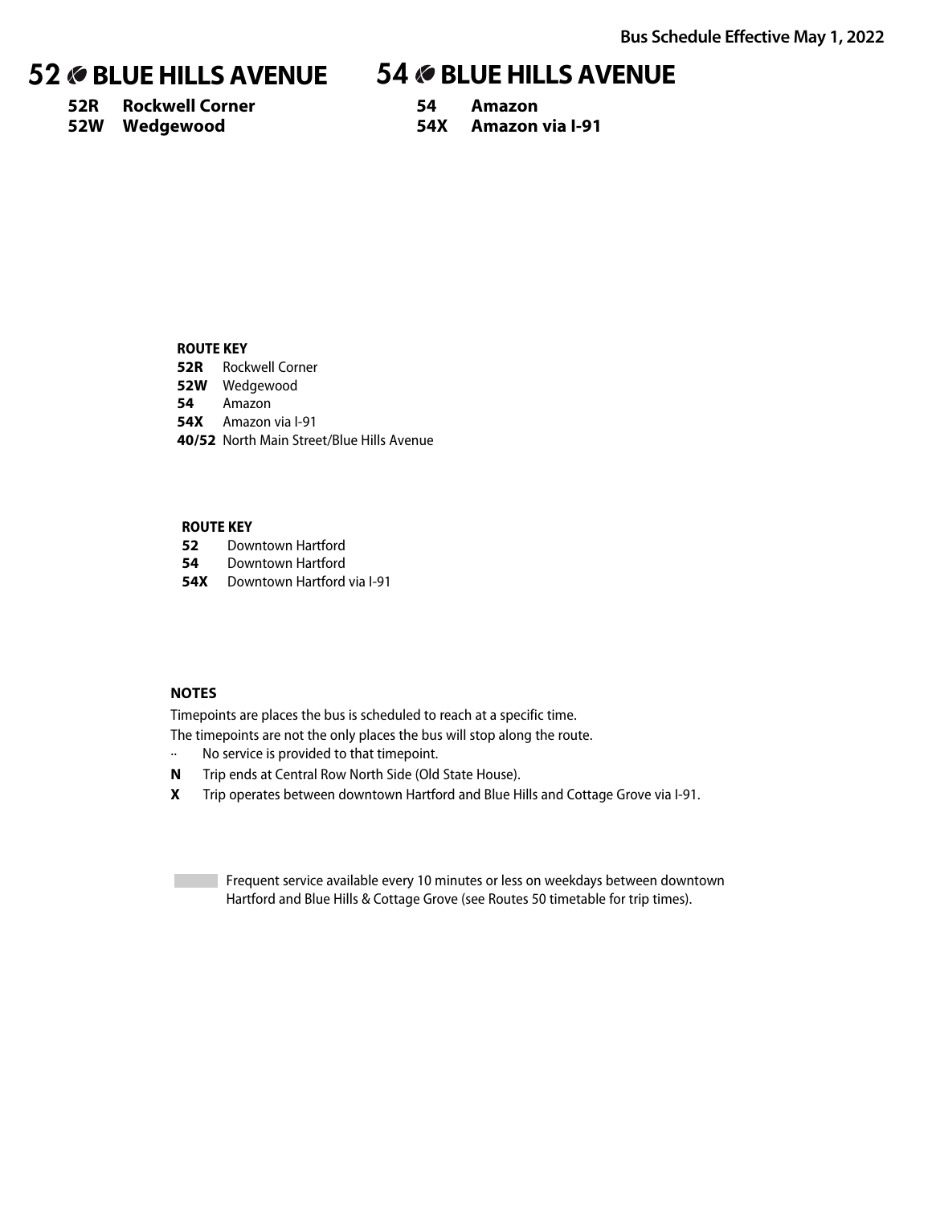Bus Schedule Effective May 1, 2022

# 52 BLUE HILLS AVENUE

**52R Rockwell Corner**
**52W Wedgewood**

# 54 BLUE HILLS AVENUE

**54 Amazon**
**54X Amazon via I-91**

**ROUTE KEY**

**52R** Rockwell Corner
**52W** Wedgewood
**54** Amazon
**54X** Amazon via I-91
**40/52** North Main Street/Blue Hills Avenue

**ROUTE KEY**

**52** Downtown Hartford
**54** Downtown Hartford
**54X** Downtown Hartford via I-91

**NOTES**

Timepoints are places the bus is scheduled to reach at a specific time.
The timepoints are not the only places the bus will stop along the route.

- ·· No service is provided to that timepoint.
- **N** Trip ends at Central Row North Side (Old State House).
- **X** Trip operates between downtown Hartford and Blue Hills and Cottage Grove via I-91.

Frequent service available every 10 minutes or less on weekdays between downtown Hartford and Blue Hills & Cottage Grove (see Routes 50 timetable for trip times).